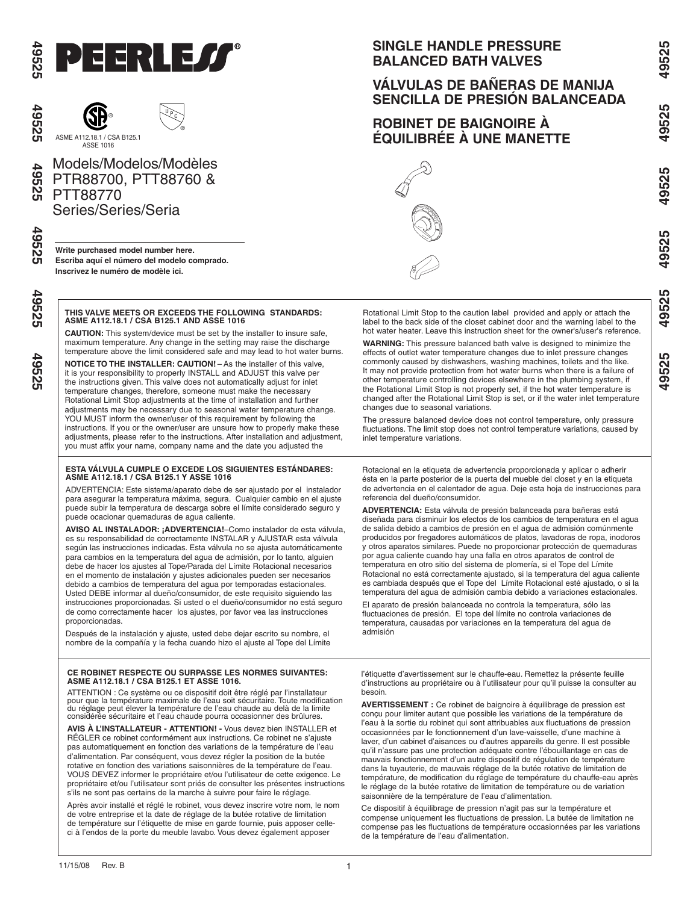# PEERLESS®

ASME A112.18.1 / CSA B125.1
ASSE 1016

Models/Modelos/Modèles
PTR88700, PTT88760 &
PTT88770
Series/Series/Seria

Write purchased model number here.
Escriba aquí el número del modelo comprado.
Inscrivez le numéro de modèle ici.

## SINGLE HANDLE PRESSURE BALANCED BATH VALVES

## VÁLVULAS DE BAÑERAS DE MANIJA SENCILLA DE PRESIÓN BALANCEADA

## ROBINET DE BAIGNOIRE À ÉQUILIBRÉE À UNE MANETTE

**THIS VALVE MEETS OR EXCEEDS THE FOLLOWING STANDARDS: ASME A112.18.1 AND ASSE 1016**

**CAUTION:** This system/device must be set by the installer to insure safe, maximum temperature. Any change in the setting may raise the discharge temperature above the limit considered safe and may lead to hot water burns.

**NOTICE TO THE INSTALLER: CAUTION!** – As the installer of this valve, it is your responsibility to properly INSTALL and ADJUST this valve per the instructions given. This valve does not automatically adjust for inlet temperature changes, therefore, someone must make the necessary Rotational Limit Stop adjustments at the time of installation and further adjustments may be necessary due to seasonal water temperature change. YOU MUST inform the owner/user of this requirement by following the instructions. If you or the owner/user are unsure how to properly make these adjustments, please refer to the instructions. After installation and adjustment, you must affix your name, company name and the date you adjusted the Rotational Limit Stop to the caution label provided and apply or attach the label to the back side of the closet cabinet door and the warning label to the hot water heater. Leave this instruction sheet for the owner's/user's reference.

**WARNING:** This pressure balanced bath valve is designed to minimize the effects of outlet water temperature changes due to inlet pressure changes commonly caused by dishwashers, washing machines, toilets and the like. It may not provide protection from hot water burns when there is a failure of other temperature controlling devices elsewhere in the plumbing system, if the Rotational Limit Stop is not properly set, if the hot water temperature is changed after the Rotational Limit Stop is set, or if the water inlet temperature changes due to seasonal variations.

The pressure balanced device does not control temperature, only pressure fluctuations. The limit stop does not control temperature variations, caused by inlet temperature variations.

**ESTA VÁLVULA CUMPLE O EXCEDE LOS SIGUIENTES ESTÁNDARES: ASME A112.18.1 / CSA B125.1 Y ASSE 1016**

ADVERTENCIA: Este sistema/aparato debe de ser ajustado por el instalador para asegurar la temperatura máxima, segura. Cualquier cambio en el ajuste puede subir la temperatura de descarga sobre el límite considerado seguro y puede ocacionar quemaduras de agua caliente.

**AVISO AL INSTALADOR: ¡ADVERTENCIA!**–Como instalador de esta válvula, es su responsabilidad de correctamente INSTALAR y AJUSTAR esta válvula según las instrucciones indicadas. Esta válvula no se ajusta automáticamente para cambios en la temperatura del agua de admisión, por lo tanto, alguien debe de hacer los ajustes al Tope/Parada del Límite Rotacional necesarios en el momento de instalación y ajustes adicionales pueden ser necesarios debido a cambios de temperatura del agua por temporadas estacionales. Usted DEBE informar al dueño/consumidor, de este requisito siguiendo las instrucciones proporcionadas. Si usted o el dueño/consumidor no está seguro de como correctamente hacer los ajustes, por favor vea las instrucciones proporcionadas.

Después de la instalación y ajuste, usted debe dejar escrito su nombre, el nombre de la compañía y la fecha cuando hizo el ajuste al Tope del Límite Rotacional en la etiqueta de advertencia proporcionada y aplicar o adherir ésta en la parte posterior de la puerta del mueble del closet y en la etiqueta de advertencia en el calentador de agua. Deje esta hoja de instrucciones para referencia del dueño/consumidor.

**ADVERTENCIA:** Esta válvula de presión balanceada para bañeras está diseñada para disminuir los efectos de los cambios de temperatura en el agua de salida debido a cambios de presión en el agua de admisión comúnmente producidos por fregadores automáticos de platos, lavadoras de ropa, inodoros y otros aparatos similares. Puede no proporcionar protección de quemaduras por agua caliente cuando hay una falla en otros aparatos de control de temperatura en otro sitio del sistema de plomería, si el Tope del Límite Rotacional no está correctamente ajustado, si la temperatura del agua caliente es cambiada después que el Tope del Límite Rotacional esté ajustado, o si la temperatura del agua de admisión cambia debido a variaciones estacionales.

El aparato de presión balanceada no controla la temperatura, sólo las fluctuaciones de presión. El tope del límite no controla variaciones de temperatura, causadas por variaciones en la temperatura del agua de admisión

**CE ROBINET RESPECTE OU SURPASSE LES NORMES SUIVANTES: ASME A112.18.1 / CSA B125.1 ET ASSE 1016.**

ATTENTION : Ce système ou ce dispositif doit être réglé par l'installateur pour que la température maximale de l'eau soit sécuritaire. Toute modification du réglage peut élever la température de l'eau chaude au delà de la limite considérée sécuritaire et l'eau chaude pourra occasionner des brûlures.

**AVIS À L'INSTALLATEUR - ATTENTION! -** Vous devez bien INSTALLER et RÉGLER ce robinet conformément aux instructions. Ce robinet ne s'ajuste pas automatiquement en fonction des variations de la température de l'eau d'alimentation. Par conséquent, vous devez régler la position de la butée rotative en fonction des variations saisonnières de la température de l'eau. VOUS DEVEZ informer le propriétaire et/ou l'utilisateur de cette exigence. Le propriétaire et/ou l'utilisateur sont priés de consulter les présentes instructions s'ils ne sont pas certains de la marche à suivre pour faire le réglage.

Après avoir installé et réglé le robinet, vous devez inscrire votre nom, le nom de votre entreprise et la date de réglage de la butée rotative de limitation de température sur l'étiquette de mise en garde fournie, puis apposer celle-ci à l'endos de la porte du meuble lavabo. Vous devez également apposer l'étiquette d'avertissement sur le chauffe-eau. Remettez la présente feuille d'instructions au propriétaire ou à l'utilisateur pour qu'il puisse la consulter au besoin.

**AVERTISSEMENT :** Ce robinet de baignoire à équilibrage de pression est conçu pour limiter autant que possible les variations de la température de l'eau à la sortie du robinet qui sont attribuables aux fluctuations de pression occasionnées par le fonctionnement d'un lave-vaisselle, d'une machine à laver, d'un cabinet d'aisances ou d'autres appareils du genre. Il est possible qu'il n'assure pas une protection adéquate contre l'ébouillantage en cas de mauvais fonctionnement d'un autre dispositif de régulation de température dans la tuyauterie, de mauvais réglage de la butée rotative de limitation de température, de modification du réglage de température du chauffe-eau après le réglage de la butée rotative de limitation de température ou de variation saisonnière de la température de l'eau d'alimentation.

Ce dispositif à équilibrage de pression n'agit pas sur la température et compense uniquement les fluctuations de pression. La butée de limitation ne compense pas les fluctuations de température occasionnées par les variations de la température de l'eau d'alimentation.

11/15/08 Rev. B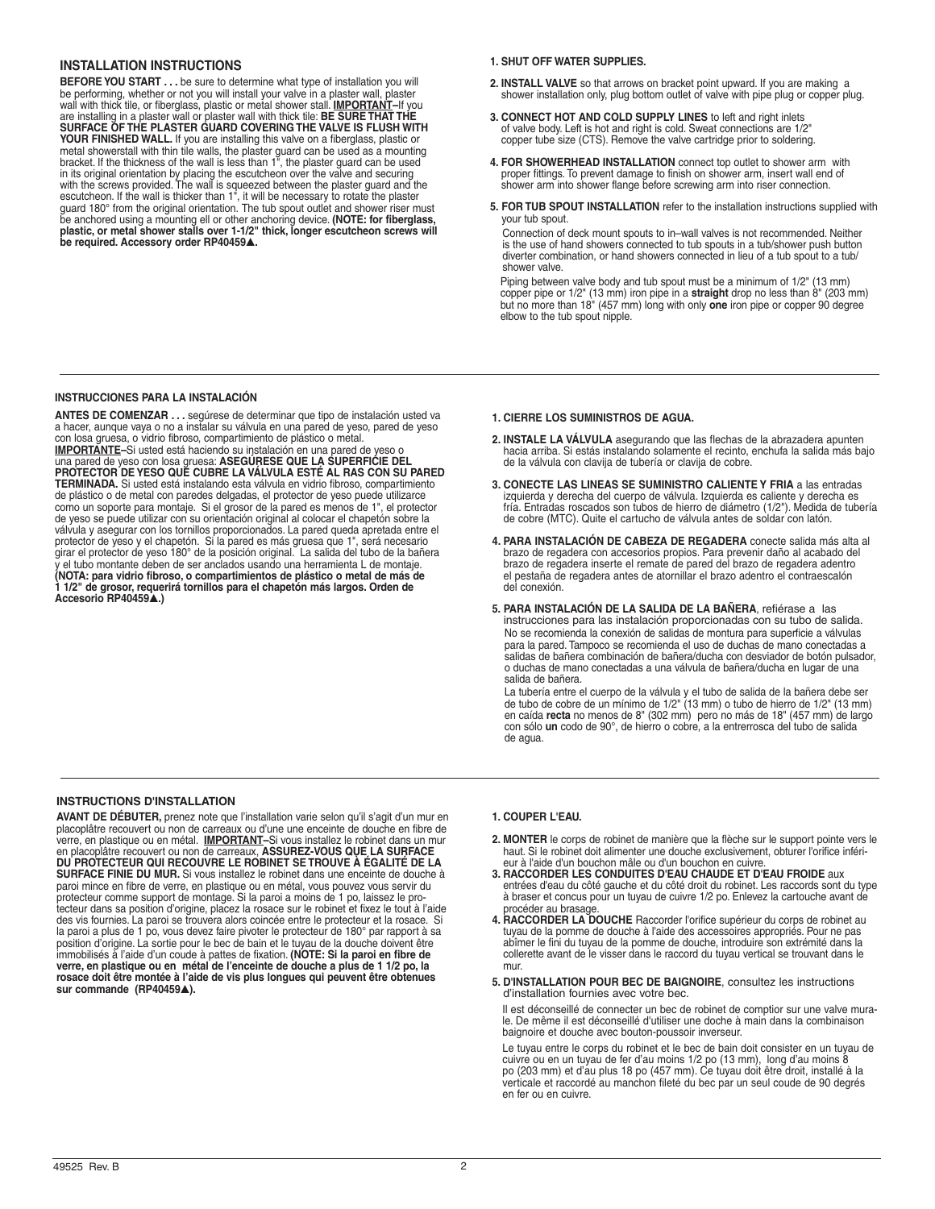## INSTALLATION INSTRUCTIONS

**BEFORE YOU START . . .** be sure to determine what type of installation you will be performing, whether or not you will install your valve in a plaster wall, plaster wall with thick tile, or fiberglass, plastic or metal shower stall. **IMPORTANT**–If you are installing in a plaster wall or plaster wall with thick tile: **BE SURE THAT THE SURFACE OF THE PLASTER GUARD COVERING THE VALVE IS FLUSH WITH YOUR FINISHED WALL.** If you are installing this valve on a fiberglass, plastic or metal showerstall with thin tile walls, the plaster guard can be used as a mounting bracket. If the thickness of the wall is less than 1", the plaster guard can be used in its original orientation by placing the escutcheon over the valve and securing with the screws provided. The wall is squeezed between the plaster guard and the escutcheon. If the wall is thicker than 1", it will be necessary to rotate the plaster guard 180° from the original orientation. The tub spout outlet and shower riser must be anchored using a mounting ell or other anchoring device. **(NOTE: for fiberglass, plastic, or metal shower stalls over 1-1/2" thick, longer escutcheon screws will be required. Accessory order RP40459▲.**

1. **SHUT OFF WATER SUPPLIES.**
2. **INSTALL VALVE** so that arrows on bracket point upward. If you are making a shower installation only, plug bottom outlet of valve with pipe plug or copper plug.
3. **CONNECT HOT AND COLD SUPPLY LINES** to left and right inlets of valve body. Left is hot and right is cold. Sweat connections are 1/2" copper tube size (CTS). Remove the valve cartridge prior to soldering.
4. **FOR SHOWERHEAD INSTALLATION** connect top outlet to shower arm with proper fittings. To prevent damage to finish on shower arm, insert wall end of shower arm into shower flange before screwing arm into riser connection.
5. **FOR TUB SPOUT INSTALLATION** refer to the installation instructions supplied with your tub spout.

   Connection of deck mount spouts to in–wall valves is not recommended. Neither is the use of hand showers connected to tub spouts in a tub/shower push button diverter combination, or hand showers connected in lieu of a tub spout to a tub/shower valve.

   Piping between valve body and tub spout must be a minimum of 1/2" (13 mm) copper pipe or 1/2" (13 mm) iron pipe in a **straight** drop no less than 8" (203 mm) but no more than 18" (457 mm) long with only **one** iron pipe or copper 90 degree elbow to the tub spout nipple.

---

## INSTRUCCIONES PARA LA INSTALACIÓN

**ANTES DE COMENZAR . . .** segúrese de determinar que tipo de instalación usted va a hacer, aunque vaya o no a instalar su válvula en una pared de yeso, pared de yeso con losa gruesa, o vidrio fibroso, compartimiento de plástico o metal.
**IMPORTANTE**–Si usted está haciendo su instalación en una pared de yeso o una pared de yeso con losa gruesa: **ASEGÚRESE QUE LA SUPERFICIE DEL PROTECTOR DE YESO QUE CUBRE LA VÁLVULA ESTÉ AL RAS CON SU PARED TERMINADA.** Si usted está instalando esta válvula en vidrio fibroso, compartimiento de plástico o de metal con paredes delgadas, el protector de yeso puede utilizarce como un soporte para montaje. Si el grosor de la pared es menos de 1", el protector de yeso se puede utilizar con su orientación original al colocar el chapetón sobre la válvula y asegurar con los tornillos proporcionados. La pared queda apretada entre el protector de yeso y el chapetón. Si la pared es más gruesa que 1", será necesario girar el protector de yeso 180° de la posición original. La salida del tubo de la bañera y el tubo montante deben de ser anclados usando una herramienta L de montaje. **(NOTA: para vidrio fibroso, o compartimientos de plástico o metal de más de 1 1/2" de grosor, requerirá tornillos para el chapetón más largos. Orden de Accesorio RP40459▲.)**

1. **CIERRE LOS SUMINISTROS DE AGUA.**
2. **INSTALE LA VÁLVULA** asegurando que las flechas de la abrazadera apunten hacia arriba. Si estás instalando solamente el recinto, enchufa la salida más bajo de la válvula con clavija de tubería or clavija de cobre.
3. **CONECTE LAS LINEAS SE SUMINISTRO CALIENTE Y FRIA** a las entradas izquierda y derecha del cuerpo de válvula. Izquierda es caliente y derecha es fría. Entradas roscados son tubos de hierro de diámetro (1/2"). Medida de tubería de cobre (MTC). Quite el cartucho de válvula antes de soldar con latón.
4. **PARA INSTALACIÓN DE CABEZA DE REGADERA** conecte salida más alta al brazo de regadera con accesorios propios. Para prevenir daño al acabado del brazo de regadera inserte el remate de pared del brazo de regadera adentro el pestaña de regadera antes de atornillar el brazo adentro el contraescalón del conexión.
5. **PARA INSTALACIÓN DE LA SALIDA DE LA BAÑERA**, refiérase a las instrucciones para las instalación proporcionadas con su tubo de salida.

   No se recomienda la conexión de salidas de montura para superficie a válvulas para la pared. Tampoco se recomienda el uso de duchas de mano conectadas a salidas de bañera combinación de bañera/ducha con desviador de botón pulsador, o duchas de mano conectadas a una válvula de bañera/ducha en lugar de una salida de bañera.

   La tubería entre el cuerpo de la válvula y el tubo de salida de la bañera debe ser de tubo de cobre de un mínimo de 1/2" (13 mm) o tubo de hierro de 1/2" (13 mm) en caída **recta** no menos de 8" (302 mm) pero no más de 18" (457 mm) de largo con sólo **un** codo de 90°, de hierro o cobre, a la entrerrosca del tubo de salida de agua.

---

## INSTRUCTIONS D'INSTALLATION

**AVANT DE DÉBUTER,** prenez note que l'installation varie selon qu'il s'agit d'un mur en placoplâtre recouvert ou non de carreaux ou d'une une enceinte de douche en fibre de verre, en plastique ou en métal. **IMPORTANT**–Si vous installez le robinet dans un mur en placoplâtre recouvert ou non de carreaux, **ASSUREZ-VOUS QUE LA SURFACE DU PROTECTEUR QUI RECOUVRE LE ROBINET SE TROUVE À ÉGALITÉ DE LA SURFACE FINIE DU MUR.** Si vous installez le robinet dans une enceinte de douche à paroi mince en fibre de verre, en plastique ou en métal, vous pouvez vous servir du protecteur comme support de montage. Si la paroi a moins de 1 po, laissez le protecteur dans sa position d'origine, placez la rosace sur le robinet et fixez le tout à l'aide des vis fournies. La paroi se trouvera alors coincée entre le protecteur et la rosace. Si la paroi a plus de 1 po, vous devez faire pivoter le protecteur de 180° par rapport à sa position d'origine. La sortie pour le bec de bain et le tuyau de la douche doivent être immobilisés à l'aide d'un coude à pattes de fixation. **(NOTE: Si la paroi en fibre de verre, en plastique ou en métal de l'enceinte de douche a plus de 1 1/2 po, la rosace doit être montée à l'aide de vis plus longues qui peuvent être obtenues sur commande (RP40459▲).**

1. **COUPER L'EAU.**
2. **MONTER** le corps de robinet de manière que la flèche sur le support pointe vers le haut. Si le robinet doit alimenter une douche exclusivement, obturer l'orifice inférieur à l'aide d'un bouchon mâle ou d'un bouchon en cuivre.
3. **RACCORDER LES CONDUITES D'EAU CHAUDE ET D'EAU FROIDE** aux entrées d'eau du côté gauche et du côté droit du robinet. Les raccords sont du type à braser et concus pour un tuyau de cuivre 1/2 po. Enlevez la cartouche avant de procéder au brasage.
4. **RACCORDER LA DOUCHE** Raccorder l'orifice supérieur du corps de robinet au tuyau de la pomme de douche à l'aide des accessoires appropriés. Pour ne pas abîmer le fini du tuyau de la pomme de douche, introduire son extrémité dans la collerette avant de le visser dans le raccord du tuyau vertical se trouvant dans le mur.
5. **D'INSTALLATION POUR BEC DE BAIGNOIRE**, consultez les instructions d'installation fournies avec votre bec.

   Il est déconseillé de connecter un bec de robinet de comptior sur une valve murale. De même il est déconseillé d'utiliser une doche à main dans la combinaison baignoire et douche avec bouton-poussoir inverseur.

   Le tuyau entre le corps du robinet et le bec de bain doit consister en un tuyau de cuivre ou en un tuyau de fer d'au moins 1/2 po (13 mm), long d'au moins 8 po (203 mm) et d'au plus 18 po (457 mm). Ce tuyau doit être droit, installé à la verticale et raccordé au manchon fileté du bec par un seul coude de 90 degrés en fer ou en cuivre.

49525 Rev. B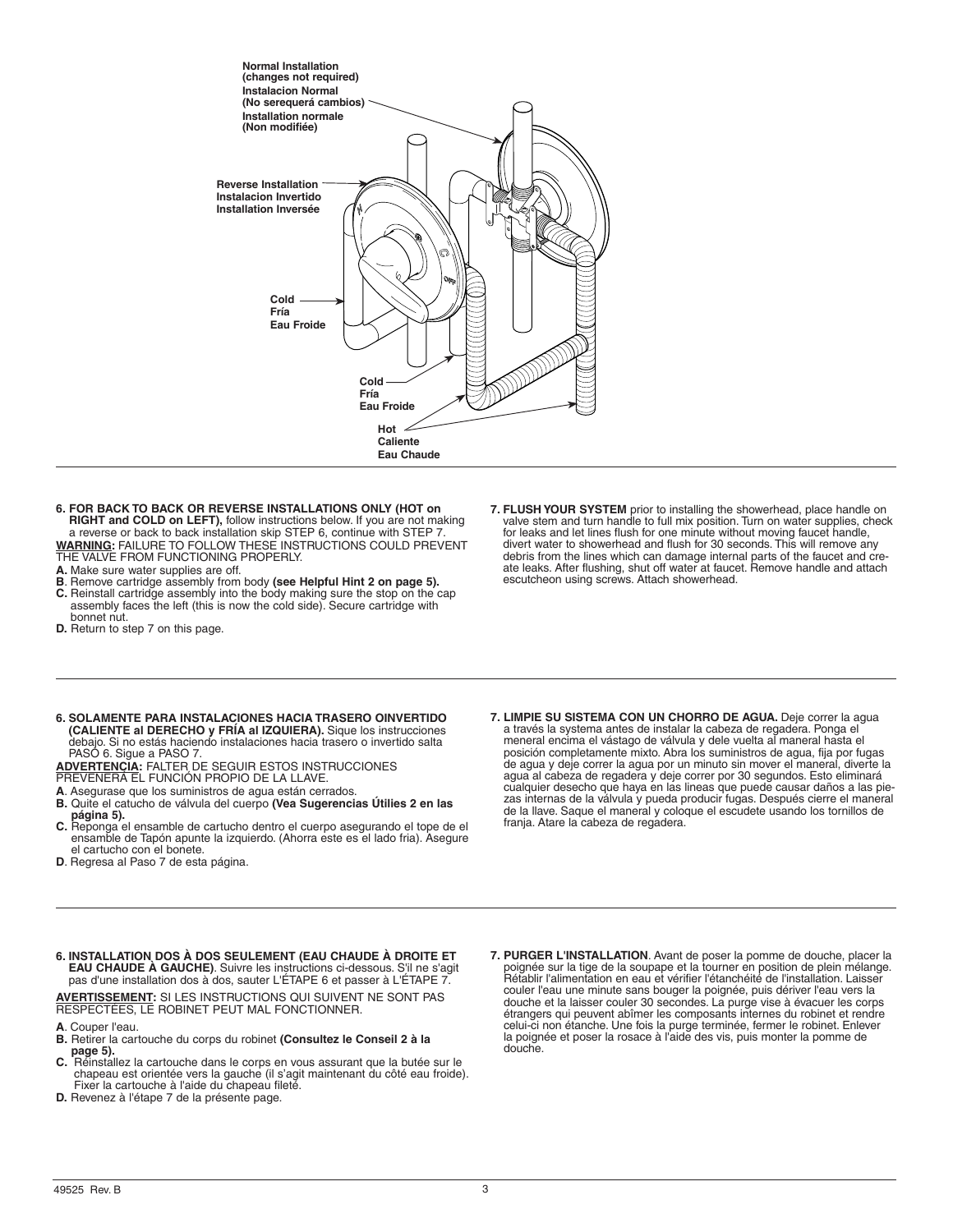Normal Installation
(changes not required)
Instalacion Normal
(No serequerá cambios)
Installation normale
(Non modifiée)

Reverse Installation
Instalacion Invertido
Installation Inversée

Cold
Fría
Eau Froide

Cold
Fría
Eau Froide

Hot
Caliente
Eau Chaude

---

**6. FOR BACK TO BACK OR REVERSE INSTALLATIONS ONLY (HOT on RIGHT and COLD on LEFT),** follow instructions below. If you are not making a reverse or back to back installation skip STEP 6, continue with STEP 7.

**WARNING:** FAILURE TO FOLLOW THESE INSTRUCTIONS COULD PREVENT THE VALVE FROM FUNCTIONING PROPERLY.

**A.** Make sure water supplies are off.
**B**. Remove cartridge assembly from body **(see Helpful Hint 2 on page 5).**
**C.** Reinstall cartridge assembly into the body making sure the stop on the cap assembly faces the left (this is now the cold side). Secure cartridge with bonnet nut.
**D.** Return to step 7 on this page.

**7. FLUSH YOUR SYSTEM** prior to installing the showerhead, place handle on valve stem and turn handle to full mix position. Turn on water supplies, check for leaks and let lines flush for one minute without moving faucet handle, divert water to showerhead and flush for 30 seconds. This will remove any debris from the lines which can damage internal parts of the faucet and create leaks. After flushing, shut off water at faucet. Remove handle and attach escutcheon using screws. Attach showerhead.

---

**6. SOLAMENTE PARA INSTALACIONES HACIA TRASERO OINVERTIDO (CALIENTE al DERECHO y FRÍA al IZQUIERA).** Sique los instrucciones debajo. Si no estás haciendo instalaciones hacia trasero o invertido salta PASÓ 6. Sigue a PASO 7.

**ADVERTENCIA:** FALTER DE SEGUIR ESTOS INSTRUCCIONES PREVENERÁ EL FUNCIÓN PROPIO DE LA LLAVE.

**A**. Asegurase que los suministros de agua están cerrados.
**B.** Quite el catucho de válvula del cuerpo **(Vea Sugerencias Útiles 2 en las página 5).**
**C.** Reponga el ensamble de cartucho dentro el cuerpo asegurando el tope de el ensamble de Tapón apunte la izquierdo. (Ahorra este es el lado fria). Asegure el cartucho con el bonete.
**D**. Regresa al Paso 7 de esta página.

**7. LIMPIE SU SISTEMA CON UN CHORRO DE AGUA.** Deje correr la agua a través la systema antes de instalar la cabeza de regadera. Ponga el meneral encima el vástago de válvula y dele vuelta al maneral hasta el posición completamente mixto. Abra los suministros de agua, fija por fugas de agua y deje correr la agua por un minuto sin mover el maneral, diverte la agua al cabeza de regadera y deje correr por 30 segundos. Esto eliminará cualquier desecho que haya en las lineas que puede causar daños a las piezas internas de la válvula y pueda producir fugas. Después cierre el maneral de la llave. Saque el maneral y coloque el escudete usando los tornillos de franja. Atare la cabeza de regadera.

---

**6. INSTALLATION DOS À DOS SEULEMENT (EAU CHAUDE À DROITE ET EAU CHAUDE À GAUCHE)**. Suivre les instructions ci-dessous. S'il ne s'agit pas d'une installation dos à dos, sauter L'ÉTAPE 6 et passer à L'ÉTAPE 7.

**AVERTISSEMENT:** SI LES INSTRUCTIONS QUI SUIVENT NE SONT PAS RESPECTÉES, LE ROBINET PEUT MAL FONCTIONNER.

**A**. Couper l'eau.
**B.** Retirer la cartouche du corps du robinet **(Consultez le Conseil 2 à la page 5).**
**C.** Réinstallez la cartouche dans le corps en vous assurant que la butée sur le chapeau est orientée vers la gauche (il s'agit maintenant du côté eau froide). Fixer la cartouche à l'aide du chapeau fileté.
**D.** Revenez à l'étape 7 de la présente page.

**7. PURGER L'INSTALLATION**. Avant de poser la pomme de douche, placer la poignée sur la tige de la soupape et la tourner en position de plein mélange. Rétablir l'alimentation en eau et vérifier l'étanchéité de l'installation. Laisser couler l'eau une minute sans bouger la poignée, puis dériver l'eau vers la douche et la laisser couler 30 secondes. La purge vise à évacuer les corps étrangers qui peuvent abîmer les composants internes du robinet et rendre celui-ci non étanche. Une fois la purge terminée, fermer le robinet. Enlever la poignée et poser la rosace à l'aide des vis, puis monter la pomme de douche.

49525 Rev. B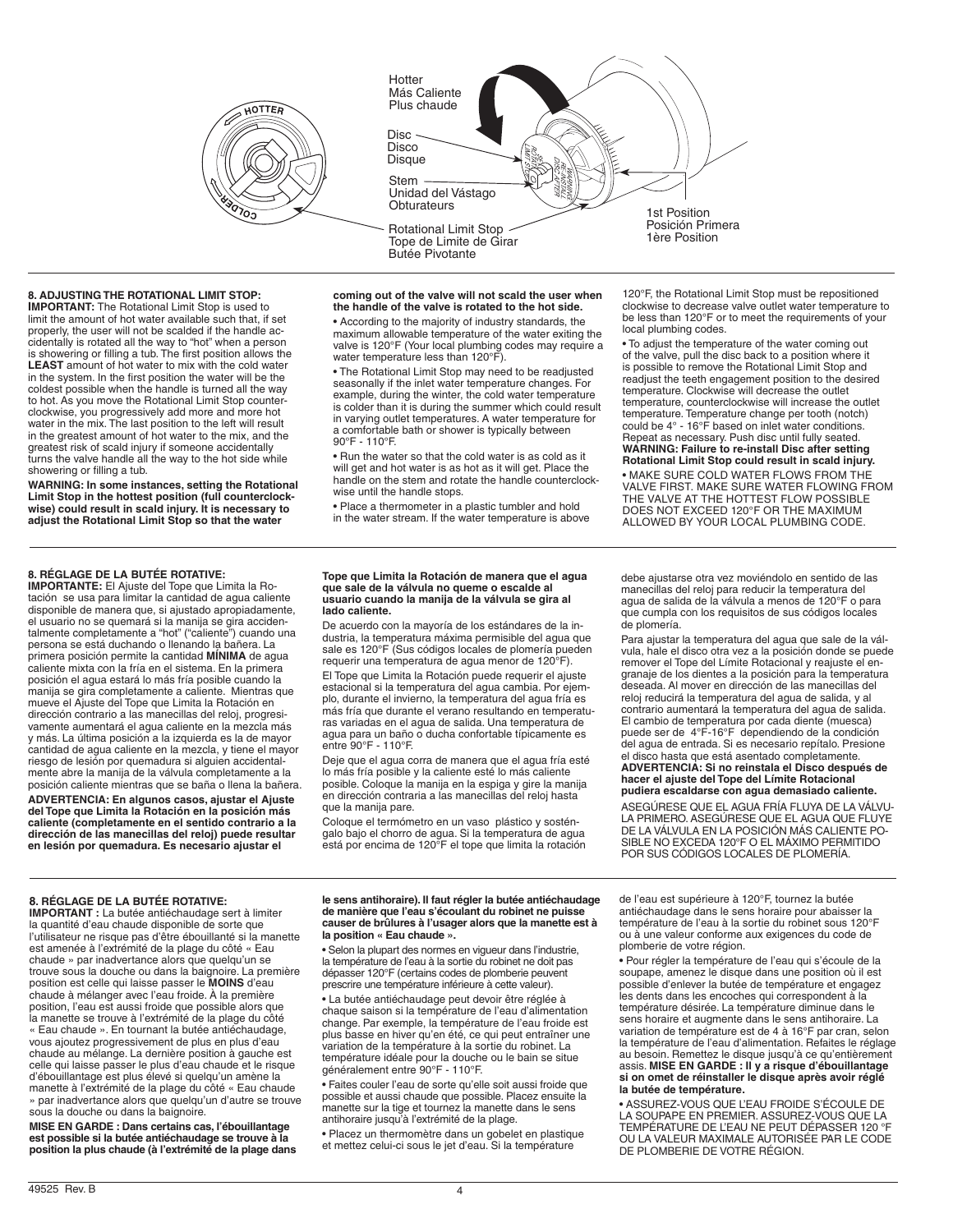Hotter
Más Caliente
Plus chaude

Disc
Disco
Disque

Stem
Unidad del Vástago
Obturateurs

Rotational Limit Stop
Tope de Limite de Girar
Butée Pivotante

1st Position
Posición Primera
1ère Position

## 8. ADJUSTING THE ROTATIONAL LIMIT STOP:

**IMPORTANT:** The Rotational Limit Stop is used to limit the amount of hot water available such that, if set properly, the user will not be scalded if the handle accidentally is rotated all the way to "hot" when a person is showering or filling a tub. The first position allows the **LEAST** amount of hot water to mix with the cold water in the system. In the first position the water will be the coldest possible when the handle is turned all the way to hot. As you move the Rotational Limit Stop counterclockwise, you progressively add more and more hot water in the mix. The last position to the left will result in the greatest amount of hot water to the mix, and the greatest risk of scald injury if someone accidentally turns the valve handle all the way to the hot side while showering or filling a tub.

**WARNING: In some instances, setting the Rotational Limit Stop in the hottest position (full counterclockwise) could result in scald injury. It is necessary to adjust the Rotational Limit Stop so that the water coming out of the valve will not scald the user when the handle of the valve is rotated to the hot side.**

- According to the majority of industry standards, the maximum allowable temperature of the water exiting the valve is 120°F (Your local plumbing codes may require a water temperature less than 120°F).
- The Rotational Limit Stop may need to be readjusted seasonally if the inlet water temperature changes. For example, during the winter, the cold water temperature is colder than it is during the summer which could result in varying outlet temperatures. A water temperature for a comfortable bath or shower is typically between 90°F - 110°F.
- Run the water so that the cold water is as cold as it will get and hot water is as hot as it will get. Place the handle on the stem and rotate the handle counterclockwise until the handle stops.
- Place a thermometer in a plastic tumbler and hold in the water stream. If the water temperature is above 120°F, the Rotational Limit Stop must be repositioned clockwise to decrease valve outlet water temperature to be less than 120°F or to meet the requirements of your local plumbing codes.
- To adjust the temperature of the water coming out of the valve, pull the disc back to a position where it is possible to remove the Rotational Limit Stop and readjust the teeth engagement position to the desired temperature. Clockwise will decrease the outlet temperature, counterclockwise will increase the outlet temperature. Temperature change per tooth (notch) could be 4° - 16°F based on inlet water conditions. Repeat as necessary. Push disc until fully seated. **WARNING: Failure to re-install Disc after setting Rotational Limit Stop could result in scald injury.**
- MAKE SURE COLD WATER FLOWS FROM THE VALVE FIRST. MAKE SURE WATER FLOWING FROM THE VALVE AT THE HOTTEST FLOW POSSIBLE DOES NOT EXCEED 120°F OR THE MAXIMUM ALLOWED BY YOUR LOCAL PLUMBING CODE.

## 8. RÉGLAGE DE LA BUTÉE ROTATIVE:

**IMPORTANTE:** El Ajuste del Tope que Limita la Rotación se usa para limitar la cantidad de agua caliente disponible de manera que, si ajustado apropiadamente, el usuario no se quemará si la manija se gira accidentalmente completamente a "hot" ("caliente") cuando una persona se está duchando o llenando la bañera. La primera posición permite la cantidad **MÍNIMA** de agua caliente mixta con la fría en el sistema. En la primera posición el agua estará lo más fría posible cuando la manija se gira completamente a caliente. Mientras que mueve el Ajuste del Tope que Limita la Rotación en dirección contrario a las manecillas del reloj, progresivamente aumentará el agua caliente en la mezcla más y más. La última posición a la izquierda es la de mayor cantidad de agua caliente en la mezcla, y tiene el mayor riesgo de lesión por quemadura si alguien accidentalmente abre la manija de la válvula completamente a la posición caliente mientras que se baña o llena la bañera.

**ADVERTENCIA: En algunos casos, ajustar el Ajuste del Tope que Limita la Rotación en la posición más caliente (completamente en el sentido contrario a la dirección de las manecillas del reloj) puede resultar en lesión por quemadura. Es necesario ajustar el Tope que Limita la Rotación de manera que el agua que sale de la válvula no queme o escalde al usuario cuando la manija de la válvula se gira al lado caliente.**

De acuerdo con la mayoría de los estándares de la industria, la temperatura máxima permisible del agua que sale es 120°F (Sus códigos locales de plomería pueden requerir una temperatura de agua menor de 120°F).

El Tope que Limita la Rotación puede requerir el ajuste estacional si la temperatura del agua cambia. Por ejemplo, durante el invierno, la temperatura del agua fría es más fría que durante el verano resultando en temperaturas variadas en el agua de salida. Una temperatura de agua para un baño o ducha confortable típicamente es entre 90°F - 110°F.

Deje que el agua corra de manera que el agua fría esté lo más fría posible y la caliente esté lo más caliente posible. Coloque la manija en la espiga y gire la manija en dirección contraria a las manecillas del reloj hasta que la manija pare.

Coloque el termómetro en un vaso plástico y sosténgalo bajo el chorro de agua. Si la temperatura de agua está por encima de 120°F el tope que limita la rotación debe ajustarse otra vez moviéndolo en sentido de las manecillas del reloj para reducir la temperatura del agua de salida de la válvula a menos de 120°F o para que cumpla con los requisitos de sus códigos locales de plomería.

Para ajustar la temperatura del agua que sale de la válvula, hale el disco otra vez a la posición donde se puede remover el Tope del Límite Rotacional y reajuste el engranaje de los dientes a la posición para la temperatura deseada. Al mover en dirección de las manecillas del reloj reducirá la temperatura del agua de salida, y al contrario aumentará la temperatura del agua de salida. El cambio de temperatura por cada diente (muesca) puede ser de 4°F-16°F dependiendo de la condición del agua de entrada. Si es necesario repítalo. Presione el disco hasta que está asentado completamente. **ADVERTENCIA: Si no reinstala el Disco después de hacer el ajuste del Tope del Límite Rotacional pudiera escaldarse con agua demasiado caliente.**

ASEGÚRESE QUE EL AGUA FRÍA FLUYA DE LA VÁLVULA PRIMERO. ASEGÚRESE QUE EL AGUA QUE FLUYE DE LA VÁLVULA EN LA POSICIÓN MÁS CALIENTE POSIBLE NO EXCEDA 120°F O EL MÁXIMO PERMITIDO POR SUS CÓDIGOS LOCALES DE PLOMERÍA.

## 8. RÉGLAGE DE LA BUTÉE ROTATIVE:

**IMPORTANT :** La butée antiéchaudage sert à limiter la quantité d'eau chaude disponible de sorte que l'utilisateur ne risque pas d'être ébouillanté si la manette est amenée à l'extrémité de la plage du côté « Eau chaude » par inadvertance alors que quelqu'un se trouve sous la douche ou dans la baignoire. La première position est celle qui laisse passer le **MOINS** d'eau chaude à mélanger avec l'eau froide. À la première position, l'eau est aussi froide que possible alors que la manette se trouve à l'extrémité de la plage du côté « Eau chaude ». En tournant la butée antiéchaudage, vous ajoutez progressivement de plus en plus d'eau chaude au mélange. La dernière position à gauche est celle qui laisse passer le plus d'eau chaude et le risque d'ébouillantage est plus élevé si quelqu'un amène la manette à l'extrémité de la plage du côté « Eau chaude » par inadvertance alors que quelqu'un d'autre se trouve sous la douche ou dans la baignoire.

**MISE EN GARDE : Dans certains cas, l'ébouillantage est possible si la butée antiéchaudage se trouve à la position la plus chaude (à l'extrémité de la plage dans le sens antihoraire). Il faut régler la butée antiéchaudage de manière que l'eau s'écoulant du robinet ne puisse causer de brûlures à l'usager alors que la manette est à la position « Eau chaude ».**

- Selon la plupart des normes en vigueur dans l'industrie, la température de l'eau à la sortie du robinet ne doit pas dépasser 120°F (certains codes de plomberie peuvent prescrire une température inférieure à cette valeur).
- La butée antiéchaudage peut devoir être réglée à chaque saison si la température de l'eau d'alimentation change. Par exemple, la température de l'eau froide est plus basse en hiver qu'en été, ce qui peut entraîner une variation de la température à la sortie du robinet. La température idéale pour la douche ou le bain se situe généralement entre 90°F - 110°F.
- Faites couler l'eau de sorte qu'elle soit aussi froide que possible et aussi chaude que possible. Placez ensuite la manette sur la tige et tournez la manette dans le sens antihoraire jusqu'à l'extrémité de la plage.
- Placez un thermomètre dans un gobelet en plastique et mettez celui-ci sous le jet d'eau. Si la température de l'eau est supérieure à 120°F, tournez la butée antiéchaudage dans le sens horaire pour abaisser la température de l'eau à la sortie du robinet sous 120°F ou à une valeur conforme aux exigences du code de plomberie de votre région.
- Pour régler la température de l'eau qui s'écoule de la soupape, amenez le disque dans une position où il est possible d'enlever la butée de température et engagez les dents dans les encoches qui correspondent à la température désirée. La température diminue dans le sens horaire et augmente dans le sens antihoraire. La variation de température est de 4 à 16°F par cran, selon la température de l'eau d'alimentation. Refaites le réglage au besoin. Remettez le disque jusqu'à ce qu'entièrement assis. **MISE EN GARDE : Il y a risque d'ébouillantage si on omet de réinstaller le disque après avoir réglé la butée de température.**
- ASSUREZ-VOUS QUE L'EAU FROIDE S'ÉCOULE DE LA SOUPAPE EN PREMIER. ASSUREZ-VOUS QUE LA TEMPÉRATURE DE L'EAU NE PEUT DÉPASSER 120 °F OU LA VALEUR MAXIMALE AUTORISÉE PAR LE CODE DE PLOMBERIE DE VOTRE RÉGION.

49525 Rev. B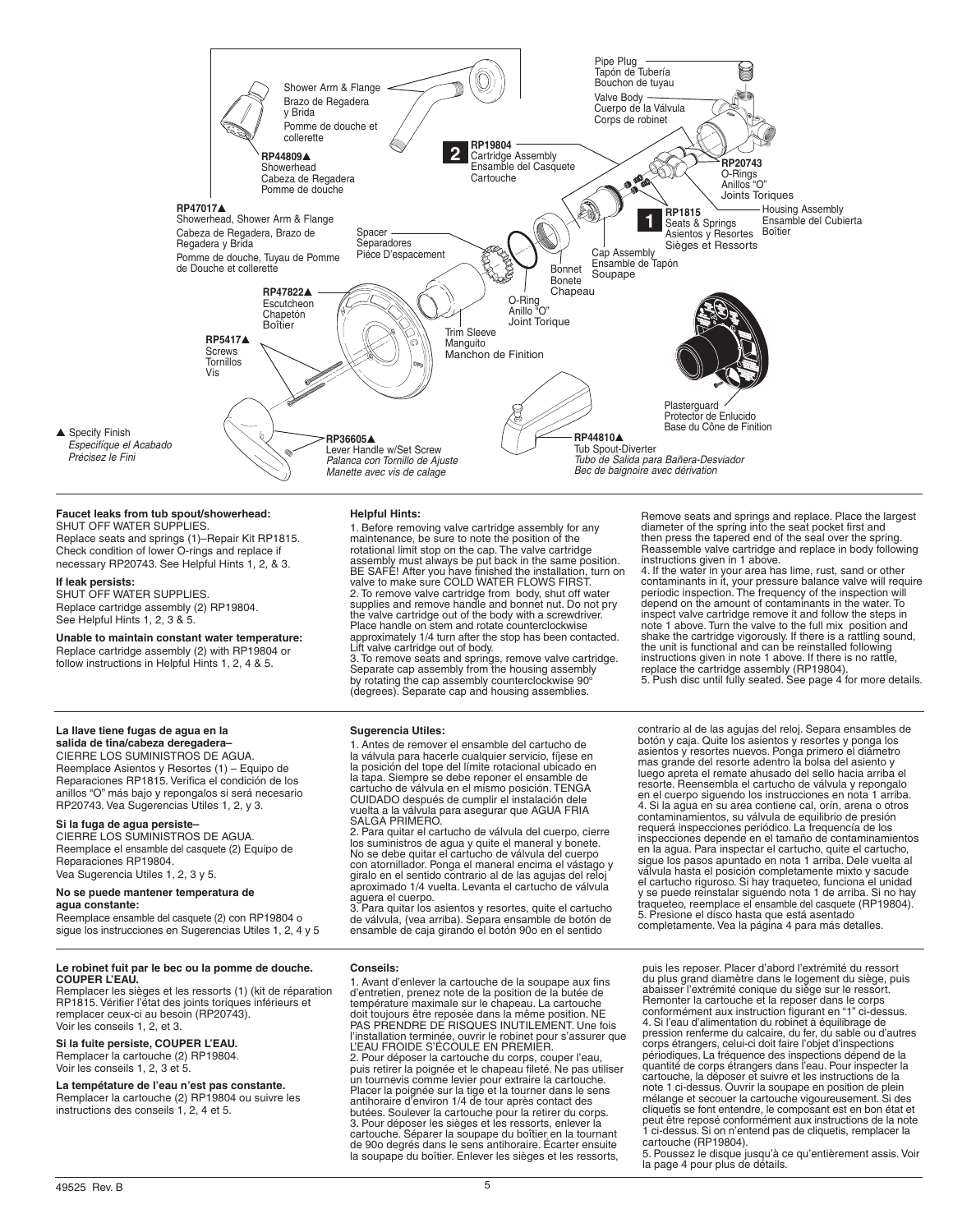Pipe Plug
Tapón de Tubería
Bouchon de tuyau

Valve Body
Cuerpo de la Válvula
Corps de robinet

Shower Arm & Flange
Brazo de Regadera y Brida
Pomme de douche et collerette

**RP44809▲**
Showerhead
Cabeza de Regadera
Pomme de douche

**RP19804**
**2** Cartridge Assembly
Ensamble del Casquete
Cartouche

**RP20743**
O-Rings
Anillos "O"
Joints Toriques

**RP47017▲**
Showerhead, Shower Arm & Flange
Cabeza de Regadera, Brazo de Regadera y Brida
Pomme de douche, Tuyau de Pomme de Douche et collerette

Spacer
Separadores
Pièce D'espacement

**RP1815**
**1** Seats & Springs
Asientos y Resortes
Sièges et Ressorts

Housing Assembly
Ensamble del Cubierta
Boîtier

Cap Assembly
Ensamble de Tapón
Soupape

Bonnet
Bonete
Chapeau

**RP47822▲**
Escutcheon
Chapetón
Boîtier

O-Ring
Anillo "O"
Joint Torique

Trim Sleeve
Manguito
Manchon de Finition

**RP5417▲**
Screws
Tornillos
Vis

Plasterguard
Protector de Enlucido
Base du Cône de Finition

▲ Specify Finish
*Especifique el Acabado*
*Précisez le Fini*

**RP36605▲**
Lever Handle w/Set Screw
*Palanca con Tornillo de Ajuste*
*Manette avec vis de calage*

**RP44810▲**
Tub Spout-Diverter
*Tubo de Salida para Bañera-Desviador*
*Bec de baignoire avec dérivation*

---

**Faucet leaks from tub spout/showerhead:**
SHUT OFF WATER SUPPLIES.
Replace seats and springs (1)–Repair Kit RP1815. Check condition of lower O-rings and replace if necessary RP20743. See Helpful Hints 1, 2, & 3.

**If leak persists:**
SHUT OFF WATER SUPPLIES.
Replace cartridge assembly (2) RP19804.
See Helpful Hints 1, 2, 3 & 5.

**Unable to maintain constant water temperature:**
Replace cartridge assembly (2) with RP19804 or follow instructions in Helpful Hints 1, 2, 4 & 5.

**Helpful Hints:**

1. Before removing valve cartridge assembly for any maintenance, be sure to note the position of the rotational limit stop on the cap. The valve cartridge assembly must always be put back in the same position. BE SAFE! After you have finished the installation, turn on valve to make sure COLD WATER FLOWS FIRST.
2. To remove valve cartridge from body, shut off water supplies and remove handle and bonnet nut. Do not pry the valve cartridge out of the body with a screwdriver. Place handle on stem and rotate counterclockwise approximately 1/4 turn after the stop has been contacted. Lift valve cartridge out of body.
3. To remove seats and springs, remove valve cartridge. Separate cap assembly from the housing assembly by rotating the cap assembly counterclockwise 90° (degrees). Separate cap and housing assemblies. Remove seats and springs and replace. Place the largest diameter of the spring into the seat pocket first and then press the tapered end of the seal over the spring. Reassemble valve cartridge and replace in body following instructions given in 1 above.
4. If the water in your area has lime, rust, sand or other contaminants in it, your pressure balance valve will require periodic inspection. The frequency of the inspection will depend on the amount of contaminants in the water. To inspect valve cartridge remove it and follow the steps in note 1 above. Turn the valve to the full mix position and shake the cartridge vigorously. If there is a rattling sound, the unit is functional and can be reinstalled following instructions given in note 1 above. If there is no rattle, replace the cartridge assembly (RP19804).
5. Push disc until fully seated. See page 4 for more details.

---

**La llave tiene fugas de agua en la salida de tina/cabeza deregadera–**
CIERRE LOS SUMINISTROS DE AGUA.
Reemplace Asientos y Resortes (1) – Equipo de Reparaciones RP1815. Verifica el condición de los anillos "O" más bajo y repongalos si será necesario RP20743. Vea Sugerencias Utiles 1, 2, y 3.

**Si la fuga de agua persiste–**
CIERRE LOS SUMINISTROS DE AGUA.
Reemplace el ensamble del casquete (2) Equipo de Reparaciones RP19804.
Vea Sugerencia Utiles 1, 2, 3 y 5.

**No se puede mantener temperatura de agua constante:**
Reemplace ensamble del casquete (2) con RP19804 o sigue los instrucciones en Sugerencias Utiles 1, 2, 4 y 5

**Sugerencia Utiles:**

1. Antes de remover el ensamble del cartucho de la válvula para hacerle cualquier servicio, fíjese en la posición del tope del límite rotacional ubicado en la tapa. Siempre se debe reponer el ensamble de cartucho de válvula en el mismo posición. TENGA CUIDADO después de cumplir el instalación dele vuelta a la válvula para asegurar que AGUA FRIA SALGA PRIMERO.
2. Para quitar el cartucho de válvula del cuerpo, cierre los suministros de agua y quite el maneral y bonete. No se debe quitar el cartucho de válvula del cuerpo con atornillador. Ponga el maneral encima el vástago y giralo en el sentido contrario al de las agujas del reloj aproximado 1/4 vuelta. Levanta el cartucho de válvula aguera el cuerpo.
3. Para quitar los asientos y resortes, quite el cartucho de válvula, (vea arriba). Separa ensamble de botón de ensamble de caja girando el botón 90o en el sentido contrario al de las agujas del reloj. Separa ensambles de botón y caja. Quite los asientos y resortes y ponga los asientos y resortes nuevos. Ponga primero el diámetro mas grande del resorte adentro la bolsa del asiento y luego apreta el remate ahusado del sello hacia arriba el resorte. Reensembla el cartucho de válvula y repongalo en el cuerpo siguendo los instrucciones en nota 1 arriba.
4. Si la agua en su area contiene cal, orín, arena o otros contaminamientos, su válvula de equilibrio de presión requerá inspecciones periódico. La frequencia de los inspecciones depende en el tamaño de contaminamientos en la agua. Para inspectar el cartucho, quite el cartucho, sigue los pasos apuntado en nota 1 arriba. Dele vuelta al válvula hasta el posición completamente mixto y sacude el cartucho riguroso. Si hay traqueteo, funciona el unidad y se puede reinstalar siguendo nota 1 de arriba. Si no hay traqueteo, reemplace el ensamble del casquete (RP19804).
5. Presione el disco hasta que está asentado completamente. Vea la página 4 para más detalles.

---

**Le robinet fuit par le bec ou la pomme de douche. COUPER L'EAU.**
Remplacer les sièges et les ressorts (1) (kit de réparation RP1815. Vérifier l'état des joints toriques inférieurs et remplacer ceux-ci au besoin (RP20743).
Voir les conseils 1, 2, et 3.

**Si la fuite persiste, COUPER L'EAU.**
Remplacer la cartouche (2) RP19804.
Voir les conseils 1, 2, 3 et 5.

**La tempétature de l'eau n'est pas constante.**
Remplacer la cartouche (2) RP19804 ou suivre les instructions des conseils 1, 2, 4 et 5.

**Conseils:**

1. Avant d'enlever la cartouche de la soupape aux fins d'entretien, prenez note de la position de la butée de température maximale sur le chapeau. La cartouche doit toujours être reposée dans la même position. NE PAS PRENDRE DE RISQUES INUTILEMENT. Une fois l'installation terminée, ouvrir le robinet pour s'assurer que L'EAU FROIDE S'ÉCOULE EN PREMIER.
2. Pour déposer la cartouche du corps, couper l'eau, puis retirer la poignée et le chapeau fileté. Ne pas utiliser un tournevis comme levier pour extraire la cartouche. Placer la poignée sur la tige et la tourner dans le sens antihoraire d'environ 1/4 de tour après contact des butées. Soulever la cartouche pour la retirer du corps.
3. Pour déposer les sièges et les ressorts, enlever la cartouche. Séparer la soupape du boîtier en la tournant de 90o degrés dans le sens antihoraire. Écarter ensuite la soupape du boîtier. Enlever les sièges et les ressorts, puis les reposer. Placer d'abord l'extrémité du ressort du plus grand diamètre dans le logement du siège, puis abaisser l'extrémité conique du siège sur le ressort. Remonter la cartouche et la reposer dans le corps conformément aux instruction figurant en "1" ci-dessus.
4. Si l'eau d'alimentation du robinet à équilibrage de pression renferme du calcaire, du fer, du sable ou d'autres corps étrangers, celui-ci doit faire l'objet d'inspections périodiques. La fréquence des inspections dépend de la quantité de corps étrangers dans l'eau. Pour inspecter la cartouche, la déposer et suivre et les instructions de la note 1 ci-dessus. Ouvrir la soupape en position de plein mélange et secouer la cartouche vigoureusement. Si des cliquetis se font entendre, le composant est en bon état et peut être reposé conformément aux instructions de la note 1 ci-dessus. Si on n'entend pas de cliquetis, remplacer la cartouche (RP19804).
5. Poussez le disque jusqu'à ce qu'entièrement assis. Voir la page 4 pour plus de détails.

49525 Rev. B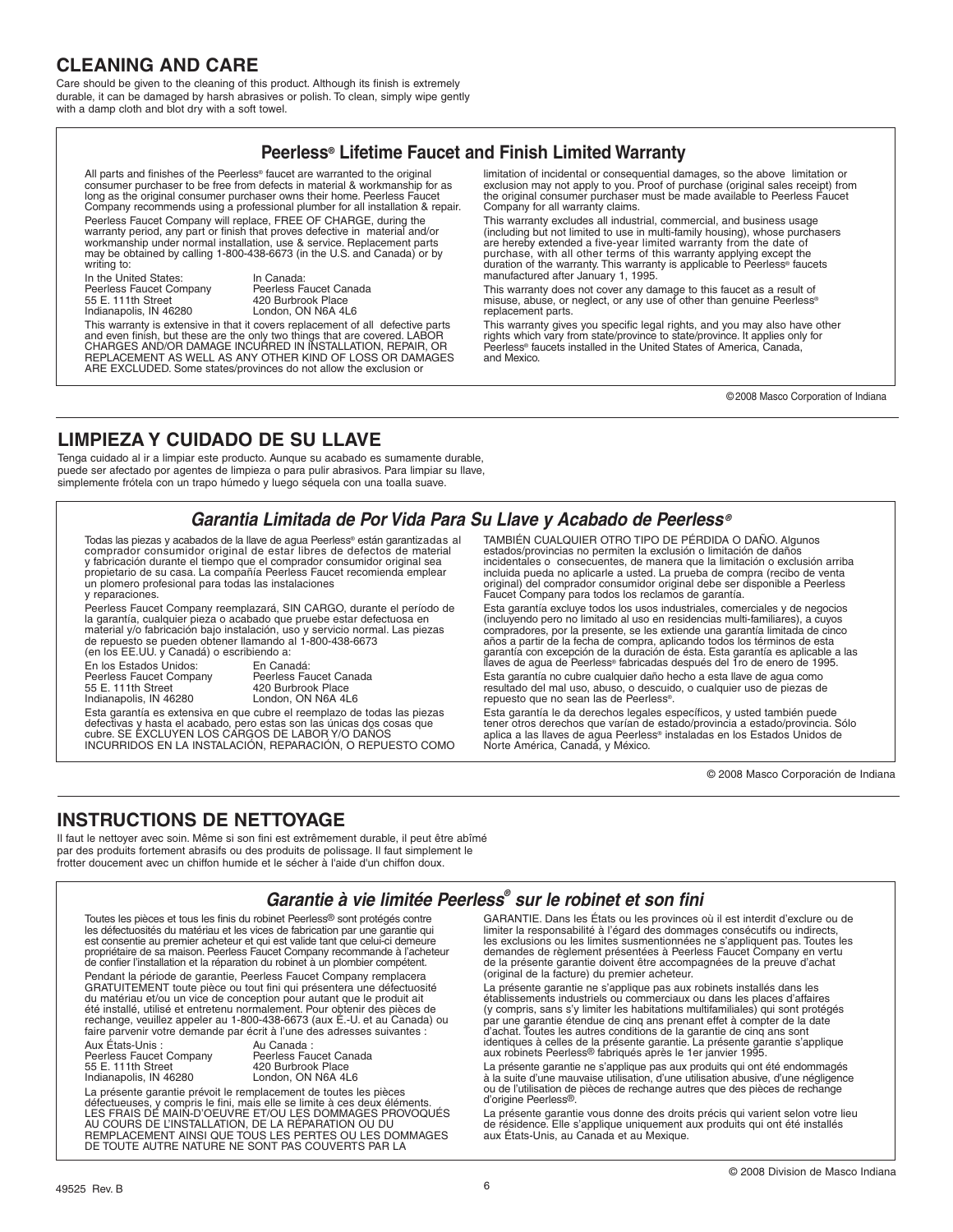## CLEANING AND CARE

Care should be given to the cleaning of this product. Although its finish is extremely durable, it can be damaged by harsh abrasives or polish. To clean, simply wipe gently with a damp cloth and blot dry with a soft towel.

### Peerless® Lifetime Faucet and Finish Limited Warranty

All parts and finishes of the Peerless® faucet are warranted to the original consumer purchaser to be free from defects in material & workmanship for as long as the original consumer purchaser owns their home. Peerless Faucet Company recommends using a professional plumber for all installation & repair.

Peerless Faucet Company will replace, FREE OF CHARGE, during the warranty period, any part or finish that proves defective in material and/or workmanship under normal installation, use & service. Replacement parts may be obtained by calling 1-800-438-6673 (in the U.S. and Canada) or by writing to:

| | |
|---|---|
| In the United States: | In Canada: |
| Peerless Faucet Company | Peerless Faucet Canada |
| 55 E. 111th Street | 420 Burbrook Place |
| Indianapolis, IN 46280 | London, ON N6A 4L6 |

This warranty is extensive in that it covers replacement of all defective parts and even finish, but these are the only two things that are covered. LABOR CHARGES AND/OR DAMAGE INCURRED IN INSTALLATION, REPAIR, OR REPLACEMENT AS WELL AS ANY OTHER KIND OF LOSS OR DAMAGES ARE EXCLUDED. Some states/provinces do not allow the exclusion or limitation of incidental or consequential damages, so the above limitation or exclusion may not apply to you. Proof of purchase (original sales receipt) from the original consumer purchaser must be made available to Peerless Faucet Company for all warranty claims.

This warranty excludes all industrial, commercial, and business usage (including but not limited to use in multi-family housing), whose purchasers are hereby extended a five-year limited warranty from the date of purchase, with all other terms of this warranty applying except the duration of the warranty. This warranty is applicable to Peerless® faucets manufactured after January 1, 1995.

This warranty does not cover any damage to this faucet as a result of misuse, abuse, or neglect, or any use of other than genuine Peerless® replacement parts.

This warranty gives you specific legal rights, and you may also have other rights which vary from state/province to state/province. It applies only for Peerless® faucets installed in the United States of America, Canada, and Mexico.

©2008 Masco Corporation of Indiana

## LIMPIEZA Y CUIDADO DE SU LLAVE

Tenga cuidado al ir a limpiar este producto. Aunque su acabado es sumamente durable, puede ser afectado por agentes de limpieza o para pulir abrasivos. Para limpiar su llave, simplemente frótela con un trapo húmedo y luego séquela con una toalla suave.

### *Garantia Limitada de Por Vida Para Su Llave y Acabado de Peerless®*

Todas las piezas y acabados de la llave de agua Peerless® están garantizadas al comprador consumidor original de estar libres de defectos de material y fabricación durante el tiempo que el comprador consumidor original sea propietario de su casa. La compañía Peerless Faucet recomienda emplear un plomero profesional para todas las instalaciones y reparaciones.

Peerless Faucet Company reemplazará, SIN CARGO, durante el período de la garantía, cualquier pieza o acabado que pruebe estar defectuosa en material y/o fabricación bajo instalación, uso y servicio normal. Las piezas de repuesto se pueden obtener llamando al 1-800-438-6673 (en los EE.UU. y Canadá) o escribiendo a:

| | |
|---|---|
| En los Estados Unidos: | En Canadá: |
| Peerless Faucet Company | Peerless Faucet Canada |
| 55 E. 111th Street | 420 Burbrook Place |
| Indianapolis, IN 46280 | London, ON N6A 4L6 |

Esta garantía es extensiva en que cubre el reemplazo de todas las piezas defectivas y hasta el acabado, pero estas son las únicas dos cosas que cubre. SE EXCLUYEN LOS CARGOS DE LABOR Y/O DAÑOS INCURRIDOS EN LA INSTALACIÓN, REPARACIÓN, O REPUESTO COMO TAMBIÉN CUALQUIER OTRO TIPO DE PÉRDIDA O DAÑO. Algunos estados/provincias no permiten la exclusión o limitación de daños incidentales o consecuentes, de manera que la limitación o exclusión arriba incluida pueda no aplicarle a usted. La prueba de compra (recibo de venta original) del comprador consumidor original debe ser disponible a Peerless Faucet Company para todos los reclamos de garantía.

Esta garantía excluye todos los usos industriales, comerciales y de negocios (incluyendo pero no limitado al uso en residencias multi-familiares), a cuyos compradores, por la presente, se les extiende una garantía limitada de cinco años a partir de la fecha de compra, aplicando todos los términos de esta garantía con excepción de la duración de ésta. Esta garantía es aplicable a las llaves de agua de Peerless® fabricadas después del 1ro de enero de 1995.

Esta garantía no cubre cualquier daño hecho a esta llave de agua como resultado del mal uso, abuso, o descuido, o cualquier uso de piezas de repuesto que no sean las de Peerless®.

Esta garantía le da derechos legales específicos, y usted también puede tener otros derechos que varían de estado/provincia a estado/provincia. Sólo aplica a las llaves de agua Peerless® instaladas en los Estados Unidos de Norte América, Canadá, y México.

© 2008 Masco Corporación de Indiana

## INSTRUCTIONS DE NETTOYAGE

Il faut le nettoyer avec soin. Même si son fini est extrêmement durable, il peut être abîmé par des produits fortement abrasifs ou des produits de polissage. Il faut simplement le frotter doucement avec un chiffon humide et le sécher à l'aide d'un chiffon doux.

### *Garantie à vie limitée Peerless® sur le robinet et son fini*

Toutes les pièces et tous les finis du robinet Peerless® sont protégés contre les défectuosités du matériau et les vices de fabrication par une garantie qui est consentie au premier acheteur et qui est valide tant que celui-ci demeure propriétaire de sa maison. Peerless Faucet Company recommande à l'acheteur de confier l'installation et la réparation du robinet à un plombier compétent.

Pendant la période de garantie, Peerless Faucet Company remplacera GRATUITEMENT toute pièce ou tout fini qui présentera une défectuosité du matériau et/ou un vice de conception pour autant que le produit ait été installé, utilisé et entretenu normalement. Pour obtenir des pièces de rechange, veuillez appeler au 1-800-438-6673 (aux É.-U. et au Canada) ou faire parvenir votre demande par écrit à l'une des adresses suivantes :

| | |
|---|---|
| Aux États-Unis : | Au Canada : |
| Peerless Faucet Company | Peerless Faucet Canada |
| 55 E. 111th Street | 420 Burbrook Place |
| Indianapolis, IN 46280 | London, ON N6A 4L6 |

La présente garantie prévoit le remplacement de toutes les pièces défectueuses, y compris le fini, mais elle se limite à ces deux éléments. LES FRAIS DE MAIN-D'OEUVRE ET/OU LES DOMMAGES PROVOQUÉS AU COURS DE L'INSTALLATION, DE LA RÉPARATION OU DU REMPLACEMENT AINSI QUE TOUS LES PERTES OU LES DOMMAGES DE TOUTE AUTRE NATURE NE SONT PAS COUVERTS PAR LA GARANTIE. Dans les États ou les provinces où il est interdit d'exclure ou de limiter la responsabilité à l'égard des dommages consécutifs ou indirects, les exclusions ou les limites susmentionnées ne s'appliquent pas. Toutes les demandes de règlement présentées à Peerless Faucet Company en vertu de la présente garantie doivent être accompagnées de la preuve d'achat (original de la facture) du premier acheteur.

La présente garantie ne s'applique pas aux robinets installés dans les établissements industriels ou commerciaux ou dans les places d'affaires (y compris, sans s'y limiter les habitations multifamiliales) qui sont protégés par une garantie étendue de cinq ans prenant effet à compter de la date d'achat. Toutes les autres conditions de la garantie de cinq ans sont identiques à celles de la présente garantie. La présente garantie s'applique aux robinets Peerless® fabriqués après le 1er janvier 1995.

La présente garantie ne s'applique pas aux produits qui ont été endommagés à la suite d'une mauvaise utilisation, d'une utilisation abusive, d'une négligence ou de l'utilisation de pièces de rechange autres que des pièces de rechange d'origine Peerless®.

La présente garantie vous donne des droits précis qui varient selon votre lieu de résidence. Elle s'applique uniquement aux produits qui ont été installés aux États-Unis, au Canada et au Mexique.

© 2008 Division de Masco Indiana

49525 Rev. B